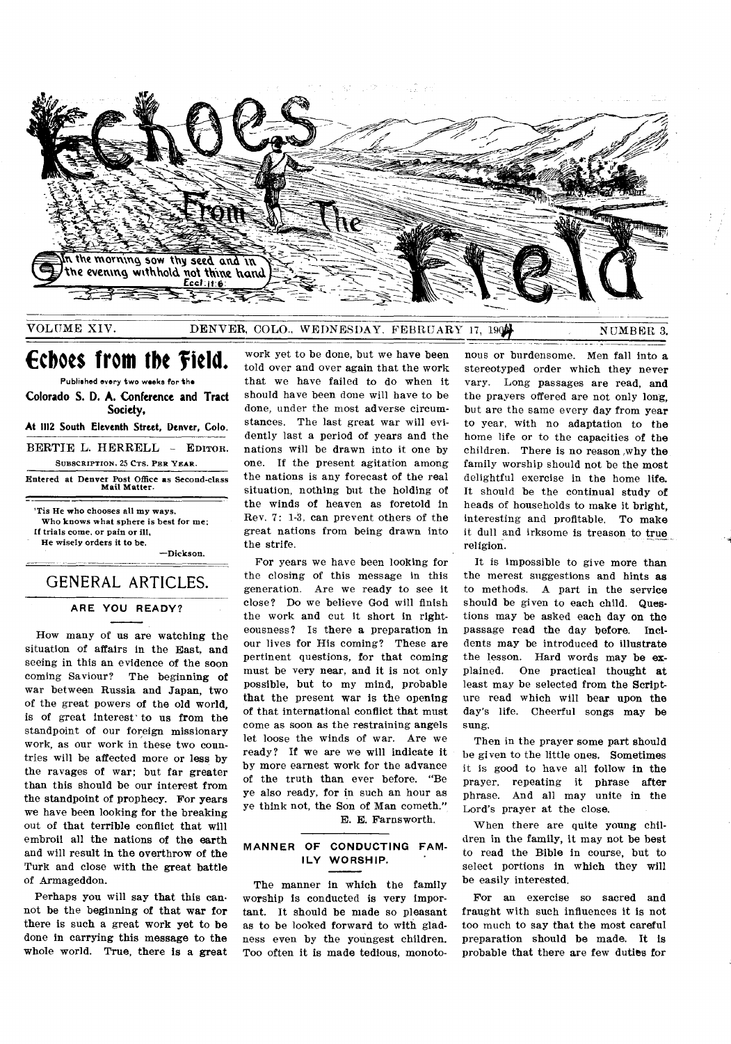# Echoes From The Field

In the morning sow thy seed and in the evening withhold not thine hand. Eccl. 11:6.

VOLUME XIV. DENVER, COLO., WEDNESDAY, FEBRUARY 17, 1904 NUMBER 3.

## Echoes from the Field.

Published every two weeks for the

**Colorado S. D. A. Conference and Tract Society,**

**At 1112 South Eleventh Street, Denver, Colo.**

BERTIE L. HERRELL — EDITOR.

SUBSCRIPTION, 25 CTS. PER YEAR.

Entered at Denver Post Office as Second-class Mail Matter.

'Tis He who chooses all my ways,
Who knows what sphere is best for me;
If trials come, or pain or ill,
He wisely orders it to be.

—Dickson.

## GENERAL ARTICLES.

### ARE YOU READY?

How many of us are watching the situation of affairs in the East, and seeing in this an evidence of the soon coming Saviour? The beginning of war between Russia and Japan, two of the great powers of the old world, is of great interest to us from the standpoint of our foreign missionary work, as our work in these two countries will be affected more or less by the ravages of war; but far greater than this should be our interest from the standpoint of prophecy. For years we have been looking for the breaking out of that terrible conflict that will embroil all the nations of the earth and will result in the overthrow of the Turk and close with the great battle of Armageddon.

Perhaps you will say that this cannot be the beginning of that war for there is such a great work yet to be done in carrying this message to the whole world. True, there is a great work yet to be done, but we have been told over and over again that the work that we have failed to do when it should have been done will have to be done, under the most adverse circumstances. The last great war will evidently last a period of years and the nations will be drawn into it one by one. If the present agitation among the nations is any forecast of the real situation, nothing but the holding of the winds of heaven as foretold in Rev. 7: 1-3, can prevent others of the great nations from being drawn into the strife.

For years we have been looking for the closing of this message in this generation. Are we ready to see it close? Do we believe God will finish the work and cut it short in righteousness? Is there a preparation in our lives for His coming? These are pertinent questions, for that coming must be very near, and it is not only possible, but to my mind, probable that the present war is the opening of that international conflict that must come as soon as the restraining angels let loose the winds of war. Are we ready? If we are we will indicate it by more earnest work for the advance of the truth than ever before. "Be ye also ready, for in such an hour as ye think not, the Son of Man cometh."

E. E. Farnsworth.

### MANNER OF CONDUCTING FAMILY WORSHIP.

The manner in which the family worship is conducted is very important. It should be made so pleasant as to be looked forward to with gladness even by the youngest children. Too often it is made tedious, monotonous or burdensome. Men fall into a stereotyped order which they never vary. Long passages are read, and the prayers offered are not only long, but are the same every day from year to year, with no adaptation to the home life or to the capacities of the children. There is no reason why the family worship should not be the most delightful exercise in the home life. It should be the continual study of heads of households to make it bright, interesting and profitable. To make it dull and irksome is treason to true religion.

It is impossible to give more than the merest suggestions and hints as to methods. A part in the service should be given to each child. Questions may be asked each day on the passage read the day before. Incidents may be introduced to illustrate the lesson. Hard words may be explained. One practical thought at least may be selected from the Scripture read which will bear upon the day's life. Cheerful songs may be sung.

Then in the prayer some part should be given to the little ones. Sometimes it is good to have all follow in the prayer, repeating it phrase after phrase. And all may unite in the Lord's prayer at the close.

When there are quite young children in the family, it may not be best to read the Bible in course, but to select portions in which they will be easily interested.

For an exercise so sacred and fraught with such influences it is not too much to say that the most careful preparation should be made. It is probable that there are few duties for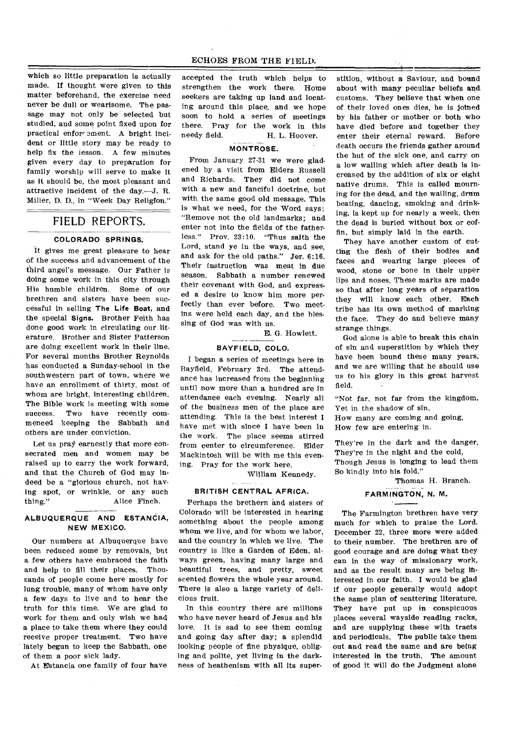which so little preparation is actually made. If thought were given to this matter beforehand, the exercise need never be dull or wearisome. The passage may not only be selected but studied, and some point fixed upon for practical enforcement. A bright incident or little story may be ready to help fix the lesson. A few minutes given every day to preparation for family worship will serve to make it as it should be, the most pleasant and attractive incident of the day.—J. R. Miller, D. D., in "Week Day Religion."

# FIELD REPORTS.

### COLORADO SPRINGS.

It gives me great pleasure to hear of the success and advancement of the third angel's message. Our Father is doing some work in this city through His humble children. Some of our brethren and sisters have been successful in selling **The Life Boat,** and the special **Signs.** Brother Feith has done good work in circulating our literature. Brother and Sister Patterson are doing excellent work in their line. For several months Brother Reynolds has conducted a Sunday-school in the southwestern part of town, where we have an enrollment of thirty, most of whom are bright, interesting children. The Bible work is meeting with some success. Two have recently commenced keeping the Sabbath and others are under conviction.

Let us pray earnestly that more consecrated men and women may be raised up to carry the work forward, and that the Church of God may indeed be a "glorious church, not having spot, or wrinkle, or any such thing."

Alice Finch.

### ALBUQUERQUE AND ESTANCIA, NEW MEXICO.

Our numbers at Albuquerque have been reduced some by removals, but a few others have embraced the faith and help to fill their places. Thousands of people come here mostly for lung trouble, many of whom have only a few days to live and to hear the truth for this time. We are glad to work for them and only wish we had a place to take them where they could receive proper treatment. Two have lately begun to keep the Sabbath, one of them a poor sick lady.

At Estancia one family of four have accepted the truth which helps to strengthen the work there. Home seekers are taking up land and locating around this place, and we hope soon to hold a series of meetings there. Pray for the work in this needy field.

H. L. Hoover.

### MONTROSE.

From January 27-31 we were gladened by a visit from Elders Russell and Richards. They did not come with a new and fanciful doctrine, but with the same good old message. This is what we need, for the Word says: "Remove not the old landmarks; and enter not into the fields of the fatherless." Prov. 23:10. "Thus saith the Lord, stand ye in the ways, and see, and ask for the old paths." Jer. 6:16. Their instruction was meat in due season. Sabbath a number renewed their covenant with God, and expressed a desire to know him more perfectly than ever before. Two meetings were held each day, and the blessing of God was with us.

E. G. Howlett.

### BAYFIELD, COLO.

I began a series of meetings here in Bayfield, February 3rd. The attendance has increased from the beginning until now more than a hundred are in attendance each evening. Nearly all of the business men of the place are attending. This is the best interest I have met with since I have been in the work. The place seems stirred from center to circumference. Elder Mackintosh will be with me this evening. Pray for the work here.

William Kennedy.

### BRITISH CENTRAL AFRICA.

Perhaps the brethern and sisters of Colorado will be interested in hearing something about the people among whom we live, and for whom we labor, and the country in which we live. The country is like a Garden of Eden, always green, having many large and beautiful trees, and pretty, sweet scented flowers the whole year around. There is also a large variety of delicious fruit.

In this country there are millions who have never heard of Jesus and his love. It is sad to see them coming and going day after day; a splendid looking people of fine physique, obliging and polite, yet living in the darkness of heathenism with all its superstition, without a Saviour, and bound about with many peculiar beliefs and customs. They believe that when one of their loved ones dies, he is joined by his father or mother or both who have died before and together they enter their eternal reward. Before death occurs the friends gather around the hut of the sick one, and carry on a low wailing which after death is increased by the addition of six or eight native drums. This is called mourning for the dead, and the wailing, drum beating, dancing, smoking and drinking, is kept up for nearly a week, then the dead is buried without box or coffin, but simply laid in the earth.

They have another custom of cutting the flesh of their bodies and faces and wearing large pieces of wood, stone or bone in their upper lips and noses. These marks are made so that after long years of separation they will know each other. Each tribe has its own method of marking the face. They do and believe many strange things.

God alone is able to break this chain of sin and superstition by which they have been bound these many years, and we are willing that he should use us to his glory in this great harvest field.

"Not far, not far from the kingdom,
Yet in the shadow of sin,
How many are coming and going,
How few are entering in.

They're in the dark and the danger,
They're in the night and the cold,
Though Jesus is longing to lead them
So kindly into his fold."

Thomas H. Branch.

### FARMINGTON, N. M.

The Farmington brethren have very much for which to praise the Lord. December 22, three more were added to their number. The brethren are of good courage and are doing what they can in the way of missionary work, and as the result many are being interested in our faith. I would be glad if our people generally would adopt the same plan of scattering literature. They have put up in conspicuous places several wayside reading racks, and are supplying these with tracts and periodicals. The public take them out and read the same and are being interested in the truth. The amount of good it will do the Judgment alone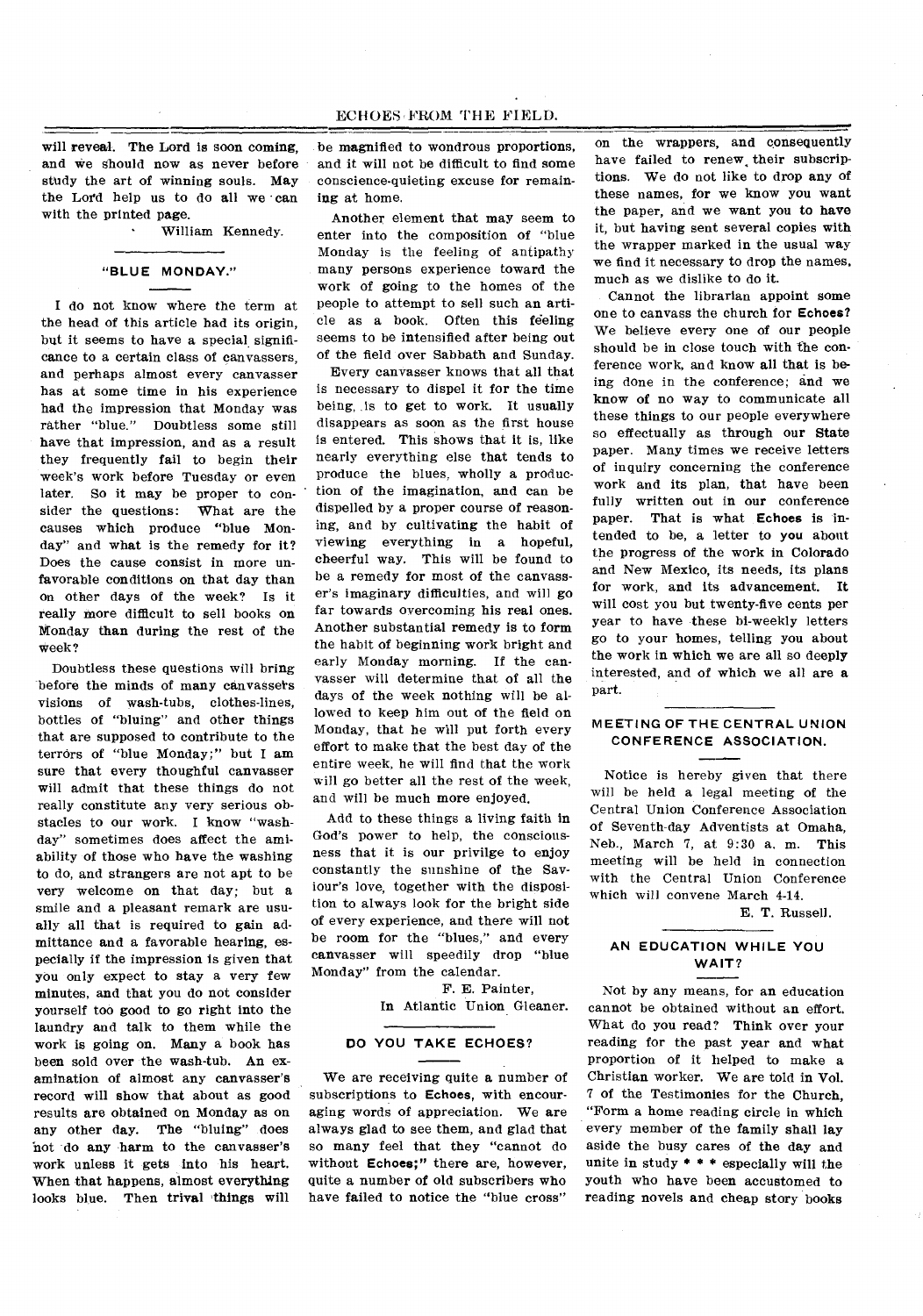will reveal. The Lord is soon coming, and we should now as never before study the art of winning souls. May the Lord help us to do all we can with the printed page.

William Kennedy.

### "BLUE MONDAY."

I do not know where the term at the head of this article had its origin, but it seems to have a special significance to a certain class of canvassers, and perhaps almost every canvasser has at some time in his experience had the impression that Monday was rather "blue." Doubtless some still have that impression, and as a result they frequently fail to begin their week's work before Tuesday or even later. So it may be proper to consider the questions: What are the causes which produce "blue Monday" and what is the remedy for it? Does the cause consist in more unfavorable conditions on that day than on other days of the week? Is it really more difficult to sell books on Monday than during the rest of the week?

Doubtless these questions will bring before the minds of many canvassers visions of wash-tubs, clothes-lines, bottles of "bluing" and other things that are supposed to contribute to the terrors of "blue Monday;" but I am sure that every thoughtful canvasser will admit that these things do not really constitute any very serious obstacles to our work. I know "wash-day" sometimes does affect the amiability of those who have the washing to do, and strangers are not apt to be very welcome on that day; but a smile and a pleasant remark are usually all that is required to gain admittance and a favorable hearing, especially if the impression is given that you only expect to stay a very few minutes, and that you do not consider yourself too good to go right into the laundry and talk to them while the work is going on. Many a book has been sold over the wash-tub. An examination of almost any canvasser's record will show that about as good results are obtained on Monday as on any other day. The "bluing" does not do any harm to the canvasser's work unless it gets into his heart. When that happens, almost everything looks blue. Then trival things will be magnified to wondrous proportions, and it will not be difficult to find some conscience-quieting excuse for remaining at home.

Another element that may seem to enter into the composition of "blue Monday is the feeling of antipathy many persons experience toward the work of going to the homes of the people to attempt to sell such an article as a book. Often this feeling seems to be intensified after being out of the field over Sabbath and Sunday.

Every canvasser knows that all that is necessary to dispel it for the time being, is to get to work. It usually disappears as soon as the first house is entered. This shows that it is, like nearly everything else that tends to produce the blues, wholly a production of the imagination, and can be dispelled by a proper course of reasoning, and by cultivating the habit of viewing everything in a hopeful, cheerful way. This will be found to be a remedy for most of the canvasser's imaginary difficulties, and will go far towards overcoming his real ones. Another substantial remedy is to form the habit of beginning work bright and early Monday morning. If the canvasser will determine that of all the days of the week nothing will be allowed to keep him out of the field on Monday, that he will put forth every effort to make that the best day of the entire week, he will find that the work will go better all the rest of the week, and will be much more enjoyed.

Add to these things a living faith in God's power to help, the consciousness that it is our privilge to enjoy constantly the sunshine of the Saviour's love, together with the disposition to always look for the bright side of every experience, and there will not be room for the "blues," and every canvasser will speedily drop "blue Monday" from the calendar.

F. E. Painter,
In Atlantic Union Gleaner.

### DO YOU TAKE ECHOES?

We are receiving quite a number of subscriptions to **Echoes**, with encouraging words of appreciation. We are always glad to see them, and glad that so many feel that they "cannot do without **Echoes**;" there are, however, quite a number of old subscribers who have failed to notice the "blue cross" on the wrappers, and consequently have failed to renew their subscriptions. We do not like to drop any of these names, for we know you want the paper, and we want you to have it, but having sent several copies with the wrapper marked in the usual way we find it necessary to drop the names, much as we dislike to do it.

Cannot the librarian appoint some one to canvass the church for **Echoes?** We believe every one of our people should be in close touch with the conference work, and know all that is being done in the conference; and we know of no way to communicate all these things to our people everywhere so effectually as through our State paper. Many times we receive letters of inquiry concerning the conference work and its plan, that have been fully written out in our conference paper. That is what **Echoes** is intended to be, a letter to you about the progress of the work in Colorado and New Mexico, its needs, its plans for work, and its advancement. It will cost you but twenty-five cents per year to have these bi-weekly letters go to your homes, telling you about the work in which we are all so deeply interested, and of which we all are a part.

### MEETING OF THE CENTRAL UNION CONFERENCE ASSOCIATION.

Notice is hereby given that there will be held a legal meeting of the Central Union Conference Association of Seventh-day Adventists at Omaha, Neb., March 7, at 9:30 a. m. This meeting will be held in connection with the Central Union Conference which will convene March 4-14.

E. T. Russell.

### AN EDUCATION WHILE YOU WAIT?

Not by any means, for an education cannot be obtained without an effort. What do you read? Think over your reading for the past year and what proportion of it helped to make a Christian worker. We are told in Vol. 7 of the Testimonies for the Church, "Form a home reading circle in which every member of the family shall lay aside the busy cares of the day and unite in study * * * especially will the youth who have been accustomed to reading novels and cheap story books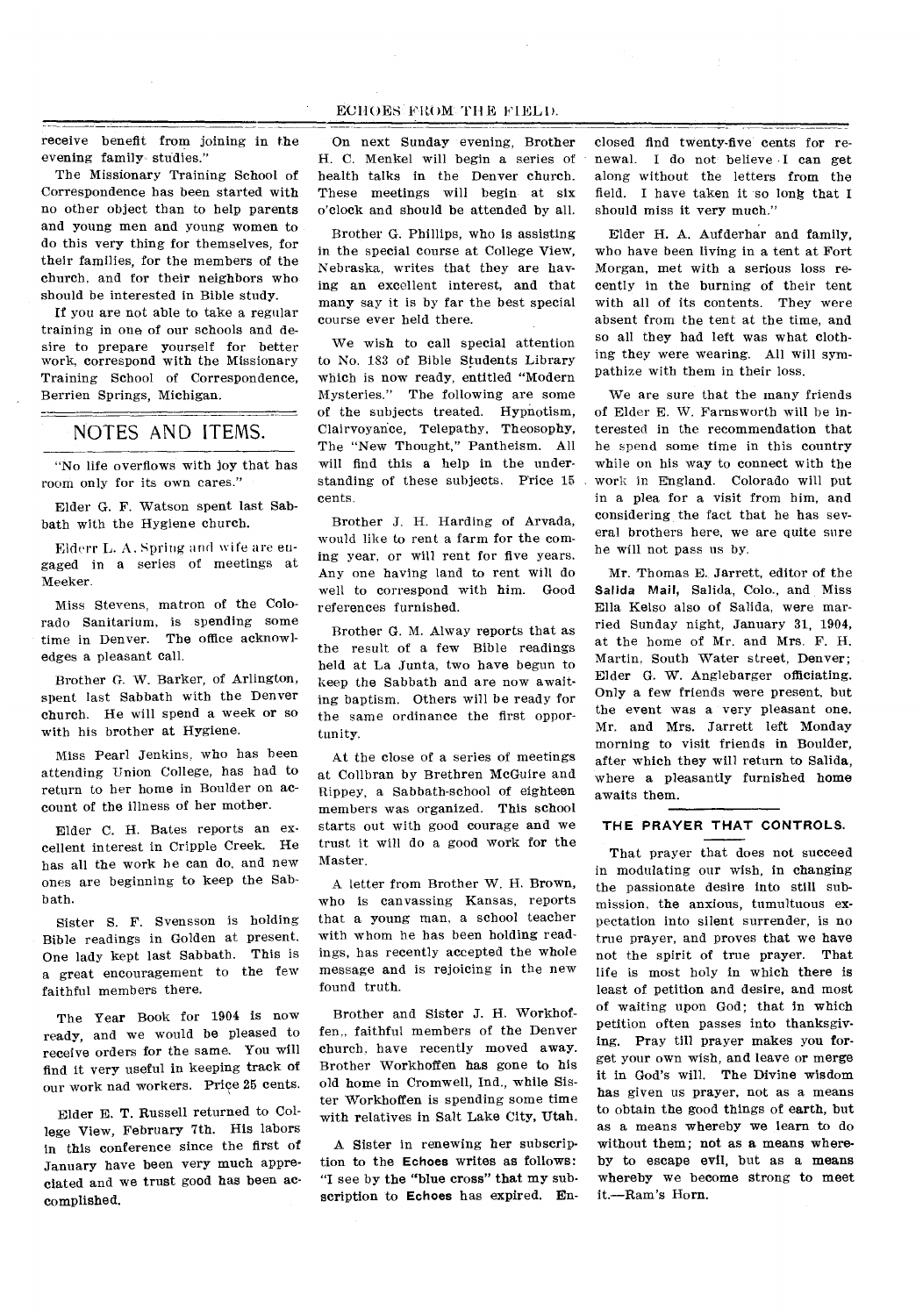receive benefit from joining in the evening family studies."

The Missionary Training School of Correspondence has been started with no other object than to help parents and young men and young women to do this very thing for themselves, for their families, for the members of the church, and for their neighbors who should be interested in Bible study.

If you are not able to take a regular training in one of our schools and desire to prepare yourself for better work, correspond with the Missionary Training School of Correspondence, Berrien Springs, Michigan.

## NOTES AND ITEMS.

"No life overflows with joy that has room only for its own cares."

Elder G. F. Watson spent last Sabbath with the Hygiene church.

Elder L. A. Spring and wife are engaged in a series of meetings at Meeker.

Miss Stevens, matron of the Colorado Sanitarium, is spending some time in Denver. The office acknowledges a pleasant call.

Brother G. W. Barker, of Arlington, spent last Sabbath with the Denver church. He will spend a week or so with his brother at Hygiene.

Miss Pearl Jenkins, who has been attending Union College, has had to return to her home in Boulder on account of the illness of her mother.

Elder C. H. Bates reports an excellent interest in Cripple Creek. He has all the work he can do, and new ones are beginning to keep the Sabbath.

Sister S. F. Svensson is holding Bible readings in Golden at present. One lady kept last Sabbath. This is a great encouragement to the few faithful members there.

The Year Book for 1904 is now ready, and we would be pleased to receive orders for the same. You will find it very useful in keeping track of our work nad workers. Price 25 cents.

Elder E. T. Russell returned to College View, February 7th. His labors in this conference since the first of January have been very much appreciated and we trust good has been accomplished.

On next Sunday evening, Brother H. C. Menkel will begin a series of health talks in the Denver church. These meetings will begin at six o'clock and should be attended by all.

Brother G. Phillips, who is assisting in the special course at College View, Nebraska, writes that they are having an excellent interest, and that many say it is by far the best special course ever held there.

We wish to call special attention to No. 183 of Bible Students Library which is now ready, entitled "Modern Mysteries." The following are some of the subjects treated. Hypnotism, Clairvoyance, Telepathy, Theosophy, The "New Thought," Pantheism. All will find this a help in the understanding of these subjects. Price 15 cents.

Brother J. H. Harding of Arvada, would like to rent a farm for the coming year, or will rent for five years. Any one having land to rent will do well to correspond with him. Good references furnished.

Brother G. M. Alway reports that as the result of a few Bible readings held at La Junta, two have begun to keep the Sabbath and are now awaiting baptism. Others will be ready for the same ordinance the first opportunity.

At the close of a series of meetings at Collbran by Brethren McGuire and Rippey, a Sabbath-school of eighteen members was organized. This school starts out with good courage and we trust it will do a good work for the Master.

A letter from Brother W. H. Brown, who is canvassing Kansas, reports that a young man, a school teacher with whom he has been holding readings, has recently accepted the whole message and is rejoicing in the new found truth.

Brother and Sister J. H. Workhoffen, faithful members of the Denver church, have recently moved away. Brother Workhoffen has gone to his old home in Cromwell, Ind., while Sister Workhoffen is spending some time with relatives in Salt Lake City, Utah.

A Sister in renewing her subscription to the **Echoes** writes as follows: "I see by the "blue cross" that my subscription to **Echoes** has expired. Enclosed find twenty-five cents for renewal. I do not believe I can get along without the letters from the field. I have taken it so long that I should miss it very much."

Elder H. A. Aufderhar and family, who have been living in a tent at Fort Morgan, met with a serious loss recently in the burning of their tent with all of its contents. They were absent from the tent at the time, and so all they had left was what clothing they were wearing. All will sympathize with them in their loss.

We are sure that the many friends of Elder E. W. Farnsworth will be interested in the recommendation that he spend some time in this country while on his way to connect with the work in England. Colorado will put in a plea for a visit from him, and considering the fact that he has several brothers here, we are quite sure he will not pass us by.

Mr. Thomas E. Jarrett, editor of the **Salida Mail**, Salida, Colo., and Miss Ella Kelso also of Salida, were married Sunday night, January 31, 1904, at the home of Mr. and Mrs. F. H. Martin, South Water street, Denver; Elder G. W. Anglebarger officiating. Only a few friends were present, but the event was a very pleasant one. Mr. and Mrs. Jarrett left Monday morning to visit friends in Boulder, after which they will return to Salida, where a pleasantly furnished home awaits them.

### THE PRAYER THAT CONTROLS.

That prayer that does not succeed in modulating our wish, in changing the passionate desire into still submission, the anxious, tumultuous expectation into silent surrender, is no true prayer, and proves that we have not the spirit of true prayer. That life is most holy in which there is least of petition and desire, and most of waiting upon God; that in which petition often passes into thanksgiving. Pray till prayer makes you forget your own wish, and leave or merge it in God's will. The Divine wisdom has given us prayer, not as a means to obtain the good things of earth, but as a means whereby we learn to do without them; not as a means whereby to escape evil, but as a means whereby we become strong to meet it.—Ram's Horn.